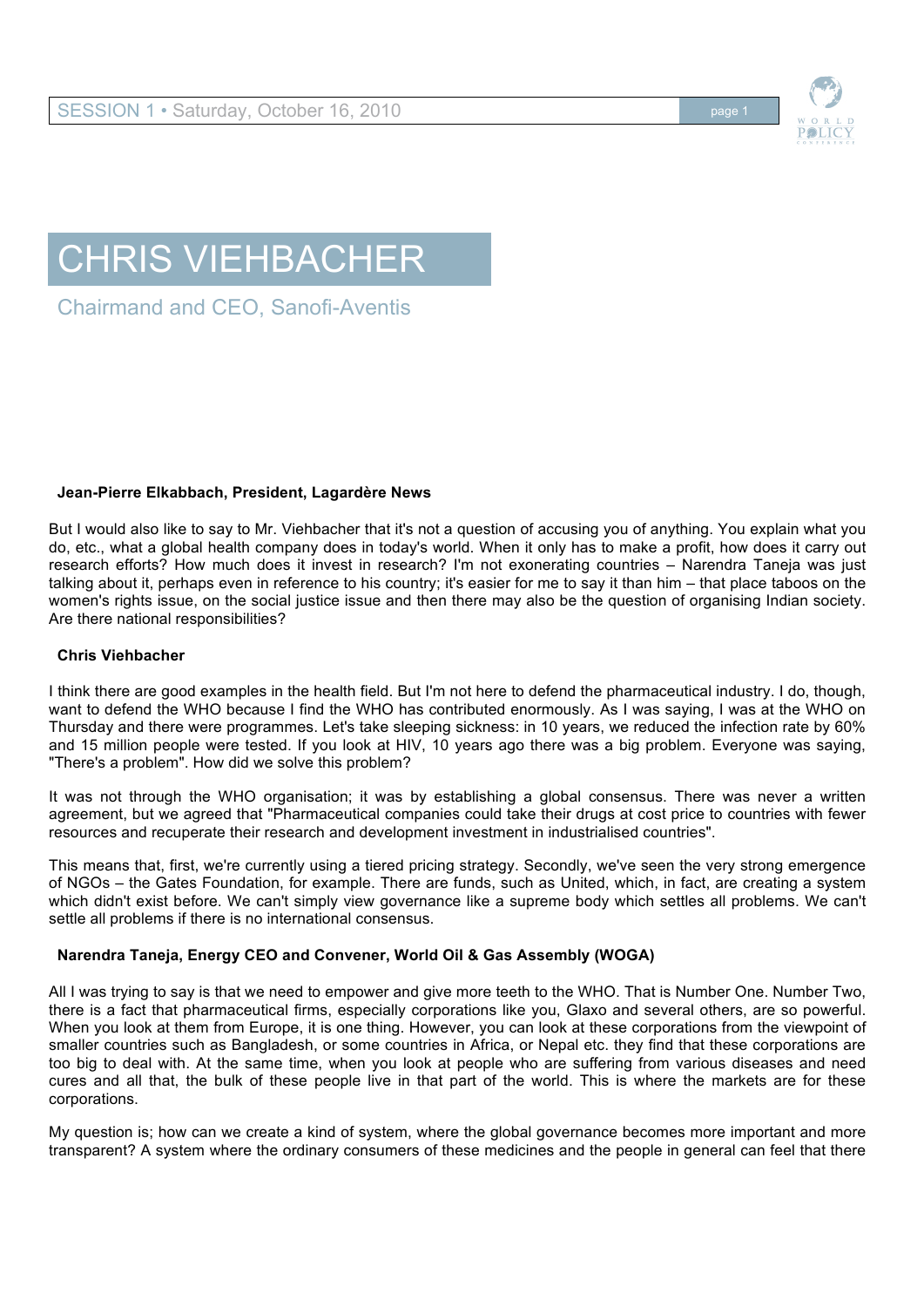# CHRIS VIEHBACHER

## Chairmand and CEO, Sanofi-Aventis

**Jean-Pierre Elkabbach, President, Lagardère News**

But I would also like to say to Mr. Viehbacher that it's not a question of accusing you of anything. You explain what you do, etc., what a global health company does in today's world. When it only has to make a profit, how does it carry out research efforts? How much does it invest in research? I'm not exonerating countries – Narendra Taneja was just talking about it, perhaps even in reference to his country; it's easier for me to say it than him – that place taboos on the women's rights issue, on the social justice issue and then there may also be the question of organising Indian society. Are there national responsibilities?

**Chris Viehbacher**

I think there are good examples in the health field. But I'm not here to defend the pharmaceutical industry. I do, though, want to defend the WHO because I find the WHO has contributed enormously. As I was saying, I was at the WHO on Thursday and there were programmes. Let's take sleeping sickness: in 10 years, we reduced the infection rate by 60% and 15 million people were tested. If you look at HIV, 10 years ago there was a big problem. Everyone was saying, "There's a problem". How did we solve this problem?

It was not through the WHO organisation; it was by establishing a global consensus. There was never a written agreement, but we agreed that "Pharmaceutical companies could take their drugs at cost price to countries with fewer resources and recuperate their research and development investment in industrialised countries".

This means that, first, we're currently using a tiered pricing strategy. Secondly, we've seen the very strong emergence of NGOs – the Gates Foundation, for example. There are funds, such as United, which, in fact, are creating a system which didn't exist before. We can't simply view governance like a supreme body which settles all problems. We can't settle all problems if there is no international consensus.

**Narendra Taneja, Energy CEO and Convener, World Oil & Gas Assembly (WOGA)**

All I was trying to say is that we need to empower and give more teeth to the WHO. That is Number One. Number Two, there is a fact that pharmaceutical firms, especially corporations like you, Glaxo and several others, are so powerful. When you look at them from Europe, it is one thing. However, you can look at these corporations from the viewpoint of smaller countries such as Bangladesh, or some countries in Africa, or Nepal etc. they find that these corporations are too big to deal with. At the same time, when you look at people who are suffering from various diseases and need cures and all that, the bulk of these people live in that part of the world. This is where the markets are for these corporations.

My question is; how can we create a kind of system, where the global governance becomes more important and more transparent? A system where the ordinary consumers of these medicines and the people in general can feel that there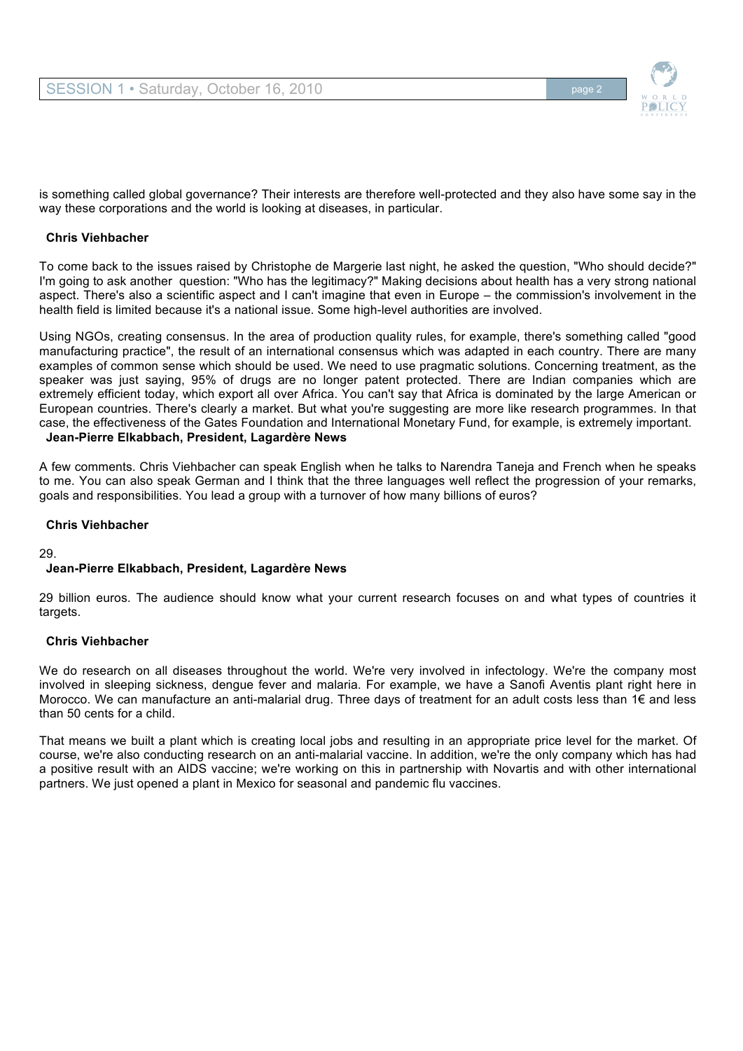is something called global governance? Their interests are therefore well-protected and they also have some say in the way these corporations and the world is looking at diseases, in particular.

**Chris Viehbacher**

To come back to the issues raised by Christophe de Margerie last night, he asked the question, "Who should decide?" I'm going to ask another question: "Who has the legitimacy?" Making decisions about health has a very strong national aspect. There's also a scientific aspect and I can't imagine that even in Europe – the commission's involvement in the health field is limited because it's a national issue. Some high-level authorities are involved.

Using NGOs, creating consensus. In the area of production quality rules, for example, there's something called "good manufacturing practice", the result of an international consensus which was adapted in each country. There are many examples of common sense which should be used. We need to use pragmatic solutions. Concerning treatment, as the speaker was just saying, 95% of drugs are no longer patent protected. There are Indian companies which are extremely efficient today, which export all over Africa. You can't say that Africa is dominated by the large American or European countries. There's clearly a market. But what you're suggesting are more like research programmes. In that case, the effectiveness of the Gates Foundation and International Monetary Fund, for example, is extremely important.

**Jean-Pierre Elkabbach, President, Lagardère News**

A few comments. Chris Viehbacher can speak English when he talks to Narendra Taneja and French when he speaks to me. You can also speak German and I think that the three languages well reflect the progression of your remarks, goals and responsibilities. You lead a group with a turnover of how many billions of euros?

**Chris Viehbacher**

29.

**Jean-Pierre Elkabbach, President, Lagardère News**

29 billion euros. The audience should know what your current research focuses on and what types of countries it targets.

**Chris Viehbacher**

We do research on all diseases throughout the world. We're very involved in infectology. We're the company most involved in sleeping sickness, dengue fever and malaria. For example, we have a Sanofi Aventis plant right here in Morocco. We can manufacture an anti-malarial drug. Three days of treatment for an adult costs less than 1€ and less than 50 cents for a child.

That means we built a plant which is creating local jobs and resulting in an appropriate price level for the market. Of course, we're also conducting research on an anti-malarial vaccine. In addition, we're the only company which has had a positive result with an AIDS vaccine; we're working on this in partnership with Novartis and with other international partners. We just opened a plant in Mexico for seasonal and pandemic flu vaccines.